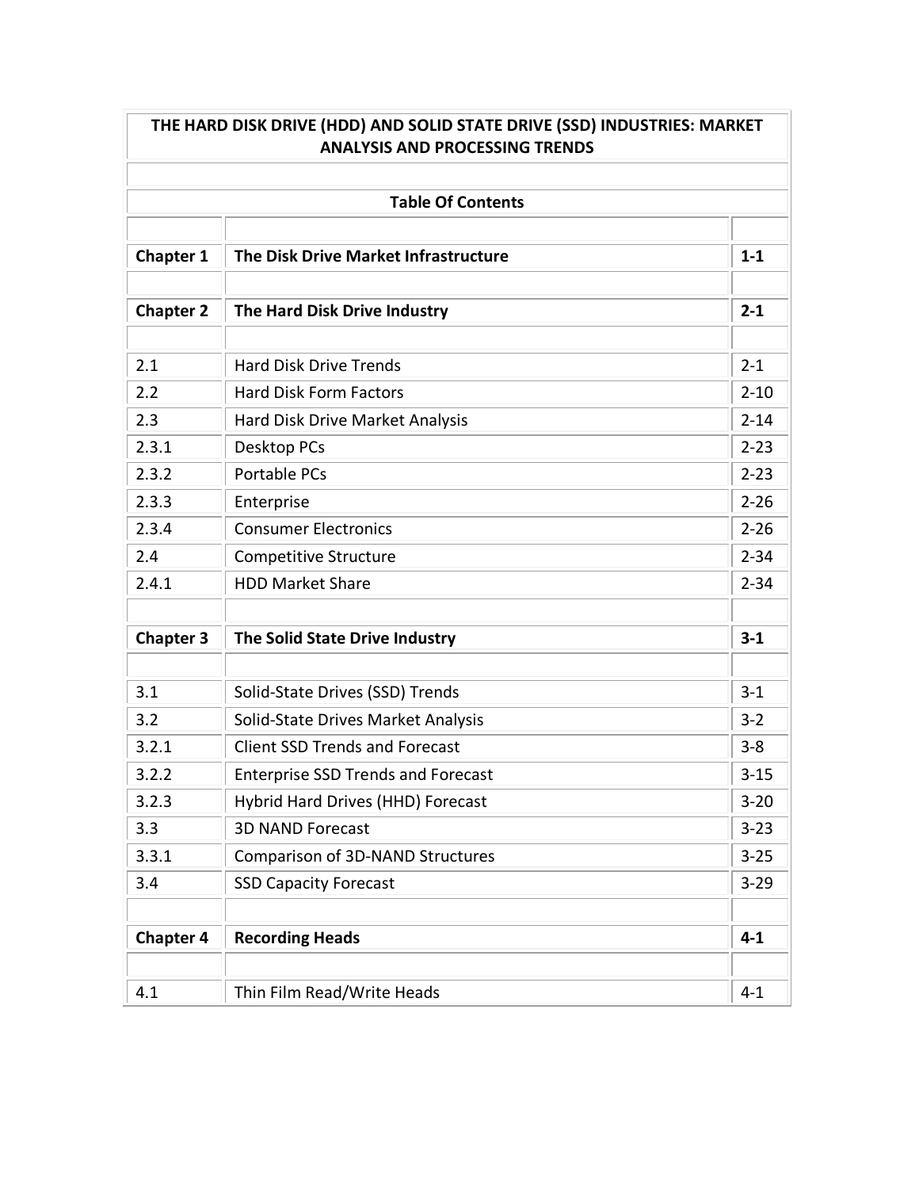# THE HARD DISK DRIVE (HDD) AND SOLID STATE DRIVE (SSD) INDUSTRIES: MARKET ANALYSIS AND PROCESSING TRENDS

## Table Of Contents

| | | |
|---|---|---|
| **Chapter 1** | **The Disk Drive Market Infrastructure** | **1-1** |
| | | |
| **Chapter 2** | **The Hard Disk Drive Industry** | **2-1** |
| | | |
| 2.1 | Hard Disk Drive Trends | 2-1 |
| 2.2 | Hard Disk Form Factors | 2-10 |
| 2.3 | Hard Disk Drive Market Analysis | 2-14 |
| 2.3.1 | Desktop PCs | 2-23 |
| 2.3.2 | Portable PCs | 2-23 |
| 2.3.3 | Enterprise | 2-26 |
| 2.3.4 | Consumer Electronics | 2-26 |
| 2.4 | Competitive Structure | 2-34 |
| 2.4.1 | HDD Market Share | 2-34 |
| | | |
| **Chapter 3** | **The Solid State Drive Industry** | **3-1** |
| | | |
| 3.1 | Solid-State Drives (SSD) Trends | 3-1 |
| 3.2 | Solid-State Drives Market Analysis | 3-2 |
| 3.2.1 | Client SSD Trends and Forecast | 3-8 |
| 3.2.2 | Enterprise SSD Trends and Forecast | 3-15 |
| 3.2.3 | Hybrid Hard Drives (HHD) Forecast | 3-20 |
| 3.3 | 3D NAND Forecast | 3-23 |
| 3.3.1 | Comparison of 3D-NAND Structures | 3-25 |
| 3.4 | SSD Capacity Forecast | 3-29 |
| | | |
| **Chapter 4** | **Recording Heads** | **4-1** |
| | | |
| 4.1 | Thin Film Read/Write Heads | 4-1 |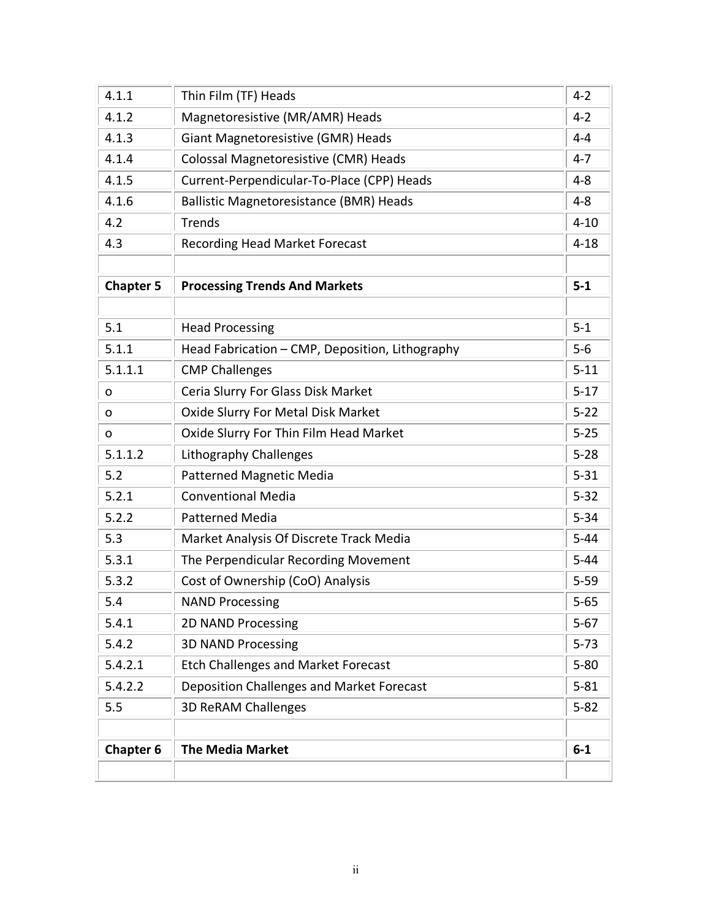| | | |
|---|---|---|
| 4.1.1 | Thin Film (TF) Heads | 4-2 |
| 4.1.2 | Magnetoresistive (MR/AMR) Heads | 4-2 |
| 4.1.3 | Giant Magnetoresistive (GMR) Heads | 4-4 |
| 4.1.4 | Colossal Magnetoresistive (CMR) Heads | 4-7 |
| 4.1.5 | Current-Perpendicular-To-Place (CPP) Heads | 4-8 |
| 4.1.6 | Ballistic Magnetoresistance (BMR) Heads | 4-8 |
| 4.2 | Trends | 4-10 |
| 4.3 | Recording Head Market Forecast | 4-18 |
| | | |
| **Chapter 5** | **Processing Trends And Markets** | **5-1** |
| | | |
| 5.1 | Head Processing | 5-1 |
| 5.1.1 | Head Fabrication – CMP, Deposition, Lithography | 5-6 |
| 5.1.1.1 | CMP Challenges | 5-11 |
| o | Ceria Slurry For Glass Disk Market | 5-17 |
| o | Oxide Slurry For Metal Disk Market | 5-22 |
| o | Oxide Slurry For Thin Film Head Market | 5-25 |
| 5.1.1.2 | Lithography Challenges | 5-28 |
| 5.2 | Patterned Magnetic Media | 5-31 |
| 5.2.1 | Conventional Media | 5-32 |
| 5.2.2 | Patterned Media | 5-34 |
| 5.3 | Market Analysis Of Discrete Track Media | 5-44 |
| 5.3.1 | The Perpendicular Recording Movement | 5-44 |
| 5.3.2 | Cost of Ownership (CoO) Analysis | 5-59 |
| 5.4 | NAND Processing | 5-65 |
| 5.4.1 | 2D NAND Processing | 5-67 |
| 5.4.2 | 3D NAND Processing | 5-73 |
| 5.4.2.1 | Etch Challenges and Market Forecast | 5-80 |
| 5.4.2.2 | Deposition Challenges and Market Forecast | 5-81 |
| 5.5 | 3D ReRAM Challenges | 5-82 |
| | | |
| **Chapter 6** | **The Media Market** | **6-1** |
| | | |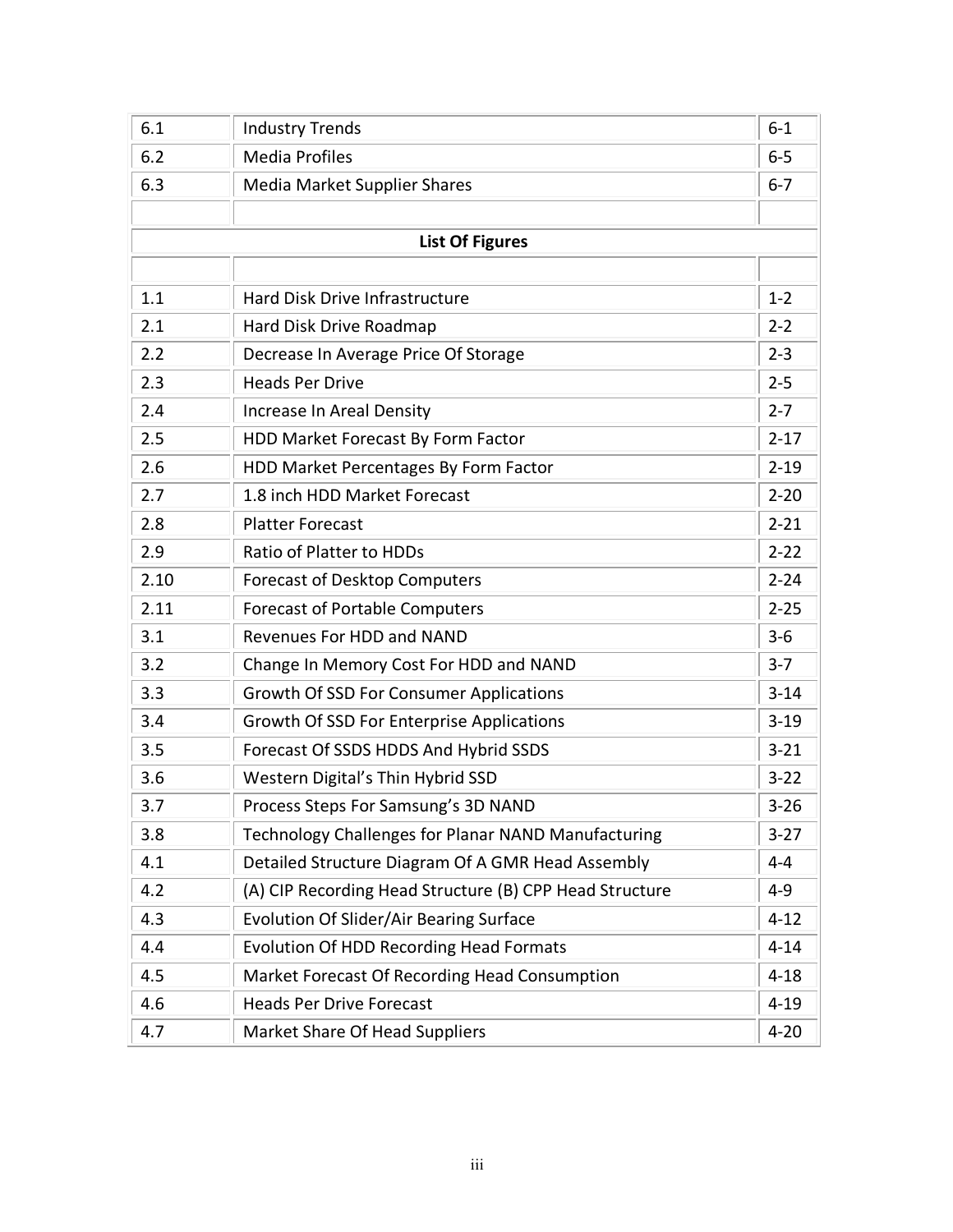| | | |
|---|---|---|
| 6.1 | Industry Trends | 6-1 |
| 6.2 | Media Profiles | 6-5 |
| 6.3 | Media Market Supplier Shares | 6-7 |
| | | |

## List Of Figures

| | | |
|---|---|---|
| 1.1 | Hard Disk Drive Infrastructure | 1-2 |
| 2.1 | Hard Disk Drive Roadmap | 2-2 |
| 2.2 | Decrease In Average Price Of Storage | 2-3 |
| 2.3 | Heads Per Drive | 2-5 |
| 2.4 | Increase In Areal Density | 2-7 |
| 2.5 | HDD Market Forecast By Form Factor | 2-17 |
| 2.6 | HDD Market Percentages By Form Factor | 2-19 |
| 2.7 | 1.8 inch HDD Market Forecast | 2-20 |
| 2.8 | Platter Forecast | 2-21 |
| 2.9 | Ratio of Platter to HDDs | 2-22 |
| 2.10 | Forecast of Desktop Computers | 2-24 |
| 2.11 | Forecast of Portable Computers | 2-25 |
| 3.1 | Revenues For HDD and NAND | 3-6 |
| 3.2 | Change In Memory Cost For HDD and NAND | 3-7 |
| 3.3 | Growth Of SSD For Consumer Applications | 3-14 |
| 3.4 | Growth Of SSD For Enterprise Applications | 3-19 |
| 3.5 | Forecast Of SSDS HDDS And Hybrid SSDS | 3-21 |
| 3.6 | Western Digital's Thin Hybrid SSD | 3-22 |
| 3.7 | Process Steps For Samsung's 3D NAND | 3-26 |
| 3.8 | Technology Challenges for Planar NAND Manufacturing | 3-27 |
| 4.1 | Detailed Structure Diagram Of A GMR Head Assembly | 4-4 |
| 4.2 | (A) CIP Recording Head Structure (B) CPP Head Structure | 4-9 |
| 4.3 | Evolution Of Slider/Air Bearing Surface | 4-12 |
| 4.4 | Evolution Of HDD Recording Head Formats | 4-14 |
| 4.5 | Market Forecast Of Recording Head Consumption | 4-18 |
| 4.6 | Heads Per Drive Forecast | 4-19 |
| 4.7 | Market Share Of Head Suppliers | 4-20 |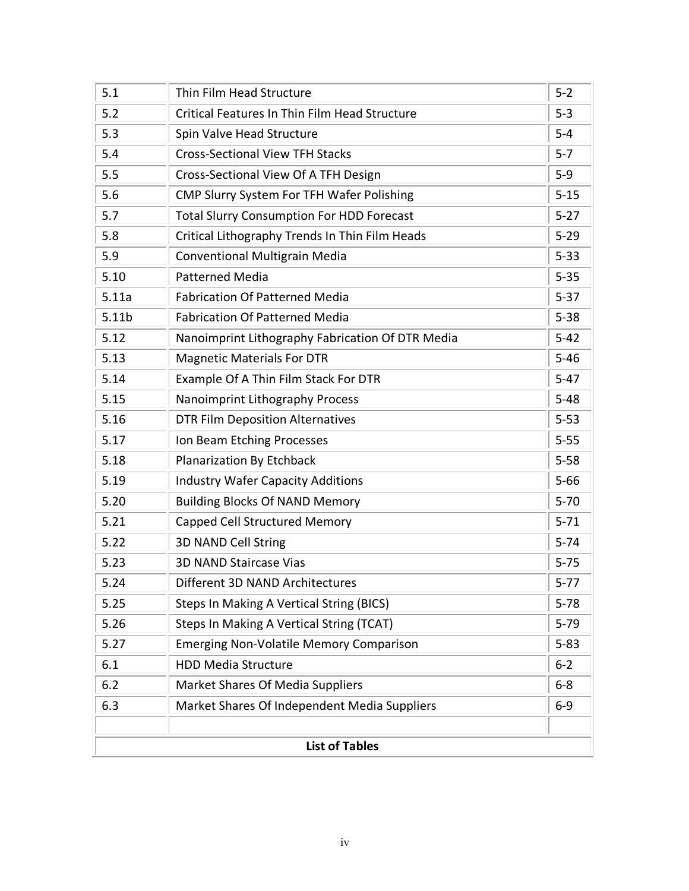| | | |
|---|---|---|
| 5.1 | Thin Film Head Structure | 5-2 |
| 5.2 | Critical Features In Thin Film Head Structure | 5-3 |
| 5.3 | Spin Valve Head Structure | 5-4 |
| 5.4 | Cross-Sectional View TFH Stacks | 5-7 |
| 5.5 | Cross-Sectional View Of A TFH Design | 5-9 |
| 5.6 | CMP Slurry System For TFH Wafer Polishing | 5-15 |
| 5.7 | Total Slurry Consumption For HDD Forecast | 5-27 |
| 5.8 | Critical Lithography Trends In Thin Film Heads | 5-29 |
| 5.9 | Conventional Multigrain Media | 5-33 |
| 5.10 | Patterned Media | 5-35 |
| 5.11a | Fabrication Of Patterned Media | 5-37 |
| 5.11b | Fabrication Of Patterned Media | 5-38 |
| 5.12 | Nanoimprint Lithography Fabrication Of DTR Media | 5-42 |
| 5.13 | Magnetic Materials For DTR | 5-46 |
| 5.14 | Example Of A Thin Film Stack For DTR | 5-47 |
| 5.15 | Nanoimprint Lithography Process | 5-48 |
| 5.16 | DTR Film Deposition Alternatives | 5-53 |
| 5.17 | Ion Beam Etching Processes | 5-55 |
| 5.18 | Planarization By Etchback | 5-58 |
| 5.19 | Industry Wafer Capacity Additions | 5-66 |
| 5.20 | Building Blocks Of NAND Memory | 5-70 |
| 5.21 | Capped Cell Structured Memory | 5-71 |
| 5.22 | 3D NAND Cell String | 5-74 |
| 5.23 | 3D NAND Staircase Vias | 5-75 |
| 5.24 | Different 3D NAND Architectures | 5-77 |
| 5.25 | Steps In Making A Vertical String (BICS) | 5-78 |
| 5.26 | Steps In Making A Vertical String (TCAT) | 5-79 |
| 5.27 | Emerging Non-Volatile Memory Comparison | 5-83 |
| 6.1 | HDD Media Structure | 6-2 |
| 6.2 | Market Shares Of Media Suppliers | 6-8 |
| 6.3 | Market Shares Of Independent Media Suppliers | 6-9 |
| | | |

**List of Tables**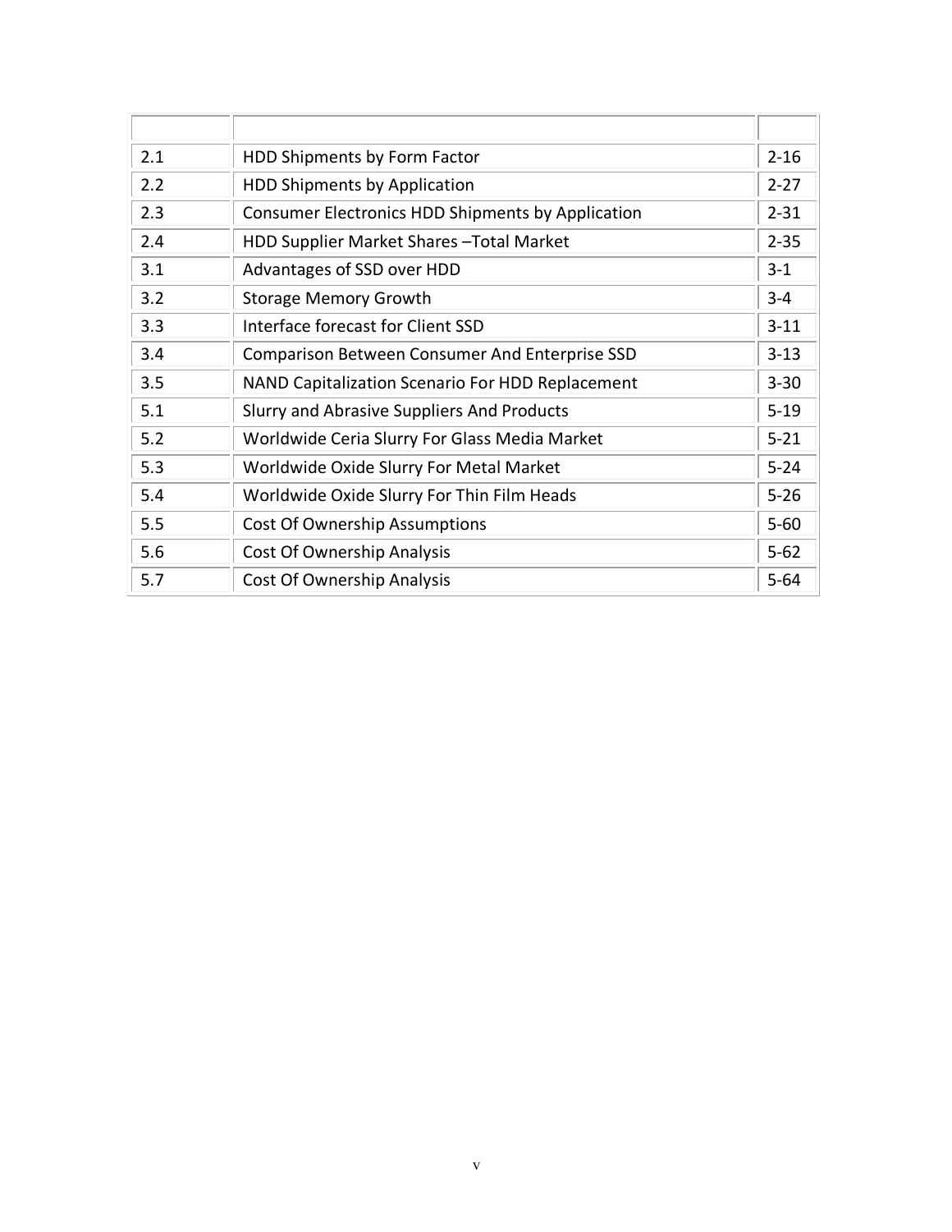| | | |
|---|---|---|
| 2.1 | HDD Shipments by Form Factor | 2-16 |
| 2.2 | HDD Shipments by Application | 2-27 |
| 2.3 | Consumer Electronics HDD Shipments by Application | 2-31 |
| 2.4 | HDD Supplier Market Shares –Total Market | 2-35 |
| 3.1 | Advantages of SSD over HDD | 3-1 |
| 3.2 | Storage Memory Growth | 3-4 |
| 3.3 | Interface forecast for Client SSD | 3-11 |
| 3.4 | Comparison Between Consumer And Enterprise SSD | 3-13 |
| 3.5 | NAND Capitalization Scenario For HDD Replacement | 3-30 |
| 5.1 | Slurry and Abrasive Suppliers And Products | 5-19 |
| 5.2 | Worldwide Ceria Slurry For Glass Media Market | 5-21 |
| 5.3 | Worldwide Oxide Slurry For Metal Market | 5-24 |
| 5.4 | Worldwide Oxide Slurry For Thin Film Heads | 5-26 |
| 5.5 | Cost Of Ownership Assumptions | 5-60 |
| 5.6 | Cost Of Ownership Analysis | 5-62 |
| 5.7 | Cost Of Ownership Analysis | 5-64 |